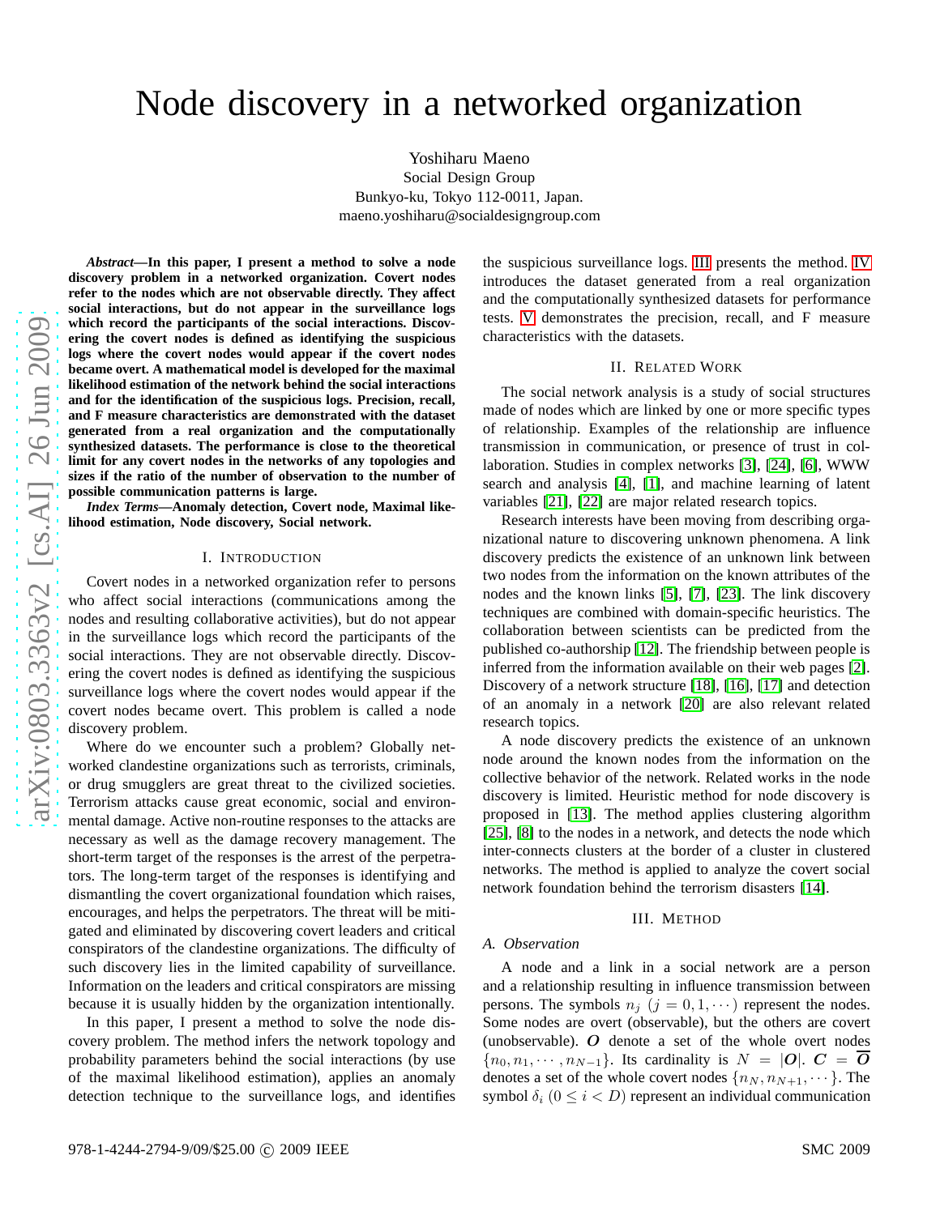# Node discovery in a networked organization

Yoshiharu Maeno
Social Design Group
Bunkyo-ku, Tokyo 112-0011, Japan.
maeno.yoshiharu@socialdesigngroup.com

***Abstract*—In this paper, I present a method to solve a node discovery problem in a networked organization. Covert nodes refer to the nodes which are not observable directly. They affect social interactions, but do not appear in the surveillance logs which record the participants of the social interactions. Discovering the covert nodes is defined as identifying the suspicious logs where the covert nodes would appear if the covert nodes became overt. A mathematical model is developed for the maximal likelihood estimation of the network behind the social interactions and for the identification of the suspicious logs. Precision, recall, and F measure characteristics are demonstrated with the dataset generated from a real organization and the computationally synthesized datasets. The performance is close to the theoretical limit for any covert nodes in the networks of any topologies and sizes if the ratio of the number of observation to the number of possible communication patterns is large.**

***Index Terms*—Anomaly detection, Covert node, Maximal likelihood estimation, Node discovery, Social network.**

## I. Introduction

Covert nodes in a networked organization refer to persons who affect social interactions (communications among the nodes and resulting collaborative activities), but do not appear in the surveillance logs which record the participants of the social interactions. They are not observable directly. Discovering the covert nodes is defined as identifying the suspicious surveillance logs where the covert nodes would appear if the covert nodes became overt. This problem is called a node discovery problem.

Where do we encounter such a problem? Globally networked clandestine organizations such as terrorists, criminals, or drug smugglers are great threat to the civilized societies. Terrorism attacks cause great economic, social and environmental damage. Active non-routine responses to the attacks are necessary as well as the damage recovery management. The short-term target of the responses is the arrest of the perpetrators. The long-term target of the responses is identifying and dismantling the covert organizational foundation which raises, encourages, and helps the perpetrators. The threat will be mitigated and eliminated by discovering covert leaders and critical conspirators of the clandestine organizations. The difficulty of such discovery lies in the limited capability of surveillance. Information on the leaders and critical conspirators are missing because it is usually hidden by the organization intentionally.

In this paper, I present a method to solve the node discovery problem. The method infers the network topology and probability parameters behind the social interactions (by use of the maximal likelihood estimation), applies an anomaly detection technique to the surveillance logs, and identifies the suspicious surveillance logs. III presents the method. IV introduces the dataset generated from a real organization and the computationally synthesized datasets for performance tests. V demonstrates the precision, recall, and F measure characteristics with the datasets.

## II. Related Work

The social network analysis is a study of social structures made of nodes which are linked by one or more specific types of relationship. Examples of the relationship are influence transmission in communication, or presence of trust in collaboration. Studies in complex networks [3], [24], [6], WWW search and analysis [4], [1], and machine learning of latent variables [21], [22] are major related research topics.

Research interests have been moving from describing organizational nature to discovering unknown phenomena. A link discovery predicts the existence of an unknown link between two nodes from the information on the known attributes of the nodes and the known links [5], [7], [23]. The link discovery techniques are combined with domain-specific heuristics. The collaboration between scientists can be predicted from the published co-authorship [12]. The friendship between people is inferred from the information available on their web pages [2]. Discovery of a network structure [18], [16], [17] and detection of an anomaly in a network [20] are also relevant related research topics.

A node discovery predicts the existence of an unknown node around the known nodes from the information on the collective behavior of the network. Related works in the node discovery is limited. Heuristic method for node discovery is proposed in [13]. The method applies clustering algorithm [25], [8] to the nodes in a network, and detects the node which inter-connects clusters at the border of a cluster in clustered networks. The method is applied to analyze the covert social network foundation behind the terrorism disasters [14].

## III. Method

### A. Observation

A node and a link in a social network are a person and a relationship resulting in influence transmission between persons. The symbols $n_j$ $(j = 0, 1, \cdots)$ represent the nodes. Some nodes are overt (observable), but the others are covert (unobservable). $\boldsymbol{O}$ denote a set of the whole overt nodes $\{n_0, n_1, \cdots, n_{N-1}\}$. Its cardinality is $N = |\boldsymbol{O}|$. $\boldsymbol{C} = \overline{\boldsymbol{O}}$ denotes a set of the whole covert nodes $\{n_N, n_{N+1}, \cdots\}$. The symbol $\delta_i$ $(0 \leq i < D)$ represent an individual communication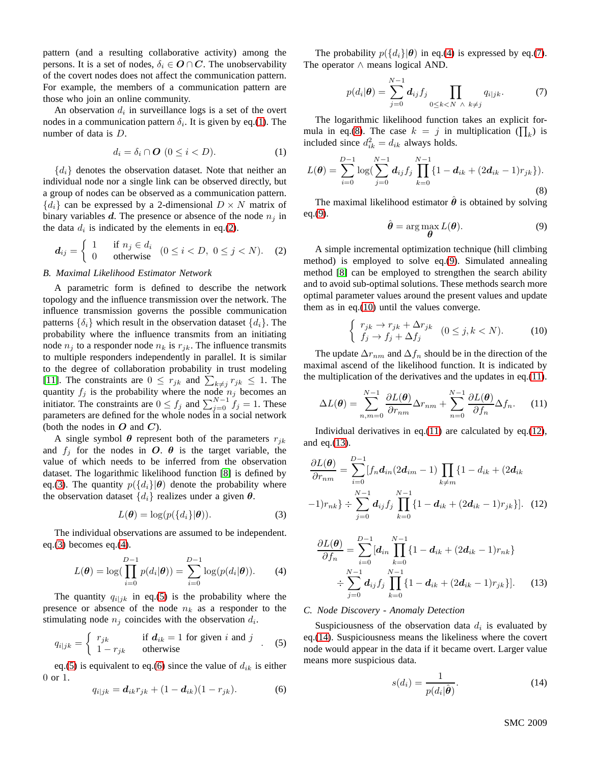pattern (and a resulting collaborative activity) among the persons. It is a set of nodes, $\delta_i \in \boldsymbol{O} \cap \boldsymbol{C}$. The unobservability of the covert nodes does not affect the communication pattern. For example, the members of a communication pattern are those who join an online community.

An observation $d_i$ in surveillance logs is a set of the overt nodes in a communication pattern $\delta_i$. It is given by eq.(1). The number of data is $D$.

$$d_i = \delta_i \cap \boldsymbol{O} \ (0 \leq i < D). \tag{1}$$

$\{d_i\}$ denotes the observation dataset. Note that neither an individual node nor a single link can be observed directly, but a group of nodes can be observed as a communication pattern. $\{d_i\}$ can be expressed by a 2-dimensional $D \times N$ matrix of binary variables $\boldsymbol{d}$. The presence or absence of the node $n_j$ in the data $d_i$ is indicated by the elements in eq.(2).

$$\boldsymbol{d}_{ij} = \begin{cases} 1 & \text{if } n_j \in d_i \\ 0 & \text{otherwise} \end{cases} \ (0 \leq i < D, \ 0 \leq j < N). \tag{2}$$

### B. Maximal Likelihood Estimator Network

A parametric form is defined to describe the network topology and the influence transmission over the network. The influence transmission governs the possible communication patterns $\{\delta_i\}$ which result in the observation dataset $\{d_i\}$. The probability where the influence transmits from an initiating node $n_j$ to a responder node $n_k$ is $r_{jk}$. The influence transmits to multiple responders independently in parallel. It is similar to the degree of collaboration probability in trust modeling [11]. The constraints are $0 \leq r_{jk}$ and $\sum_{k \neq j} r_{jk} \leq 1$. The quantity $f_j$ is the probability where the node $n_j$ becomes an initiator. The constraints are $0 \leq f_j$ and $\sum_{j=0}^{N-1} f_j = 1$. These parameters are defined for the whole nodes in a social network (both the nodes in $\boldsymbol{O}$ and $\boldsymbol{C}$).

A single symbol $\boldsymbol{\theta}$ represent both of the parameters $r_{jk}$ and $f_j$ for the nodes in $\boldsymbol{O}$. $\boldsymbol{\theta}$ is the target variable, the value of which needs to be inferred from the observation dataset. The logarithmic likelihood function [8] is defined by eq.(3). The quantity $p(\{d_i\}|\boldsymbol{\theta})$ denote the probability where the observation dataset $\{d_i\}$ realizes under a given $\boldsymbol{\theta}$.

$$L(\boldsymbol{\theta}) = \log(p(\{d_i\}|\boldsymbol{\theta})). \tag{3}$$

The individual observations are assumed to be independent. eq.(3) becomes eq.(4).

$$L(\boldsymbol{\theta}) = \log(\prod_{i=0}^{D-1} p(d_i|\boldsymbol{\theta})) = \sum_{i=0}^{D-1} \log(p(d_i|\boldsymbol{\theta})). \tag{4}$$

The quantity $q_{i|jk}$ in eq.(5) is the probability where the presence or absence of the node $n_k$ as a responder to the stimulating node $n_j$ coincides with the observation $d_i$.

$$q_{i|jk} = \begin{cases} r_{jk} & \text{if } \boldsymbol{d}_{ik} = 1 \text{ for given } i \text{ and } j \\ 1 - r_{jk} & \text{otherwise} \end{cases}. \tag{5}$$

eq.(5) is equivalent to eq.(6) since the value of $d_{ik}$ is either 0 or 1.

$$q_{i|jk} = \boldsymbol{d}_{ik} r_{jk} + (1 - \boldsymbol{d}_{ik})(1 - r_{jk}). \tag{6}$$

The probability $p(\{d_i\}|\boldsymbol{\theta})$ in eq.(4) is expressed by eq.(7). The operator $\wedge$ means logical AND.

$$p(d_i|\boldsymbol{\theta}) = \sum_{j=0}^{N-1} \boldsymbol{d}_{ij} f_j \prod_{0 \leq k < N \ \wedge \ k \neq j} q_{i|jk}. \tag{7}$$

The logarithmic likelihood function takes an explicit formula in eq.(8). The case $k = j$ in multiplication ($\prod_k$) is included since $d_{ik}^2 = d_{ik}$ always holds.

$$L(\boldsymbol{\theta}) = \sum_{i=0}^{D-1} \log(\sum_{j=0}^{N-1} \boldsymbol{d}_{ij} f_j \prod_{k=0}^{N-1} \{1 - \boldsymbol{d}_{ik} + (2\boldsymbol{d}_{ik} - 1) r_{jk}\}). \tag{8}$$

The maximal likelihood estimator $\hat{\boldsymbol{\theta}}$ is obtained by solving eq.(9).

$$\hat{\boldsymbol{\theta}} = \arg\max_{\boldsymbol{\theta}} L(\boldsymbol{\theta}). \tag{9}$$

A simple incremental optimization technique (hill climbing method) is employed to solve eq.(9). Simulated annealing method [8] can be employed to strengthen the search ability and to avoid sub-optimal solutions. These methods search more optimal parameter values around the present values and update them as in eq.(10) until the values converge.

$$\begin{cases} r_{jk} \to r_{jk} + \Delta r_{jk} \\ f_j \to f_j + \Delta f_j \end{cases} \ (0 \leq j, k < N). \tag{10}$$

The update $\Delta r_{nm}$ and $\Delta f_n$ should be in the direction of the maximal ascend of the likelihood function. It is indicated by the multiplication of the derivatives and the updates in eq.(11).

$$\Delta L(\boldsymbol{\theta}) = \sum_{n,m=0}^{N-1} \frac{\partial L(\boldsymbol{\theta})}{\partial r_{nm}} \Delta r_{nm} + \sum_{n=0}^{N-1} \frac{\partial L(\boldsymbol{\theta})}{\partial f_n} \Delta f_n. \tag{11}$$

Individual derivatives in eq.(11) are calculated by eq.(12), and eq.(13).

$$\frac{\partial L(\boldsymbol{\theta})}{\partial r_{nm}} = \sum_{i=0}^{D-1} [f_n \boldsymbol{d}_{in} (2\boldsymbol{d}_{im} - 1) \prod_{k \neq m} \{1 - d_{ik} + (2\boldsymbol{d}_{ik} - 1) r_{nk}\} \div \sum_{j=0}^{N-1} \boldsymbol{d}_{ij} f_j \prod_{k=0}^{N-1} \{1 - \boldsymbol{d}_{ik} + (2\boldsymbol{d}_{ik} - 1) r_{jk}\}]. \tag{12}$$

$$\frac{\partial L(\boldsymbol{\theta})}{\partial f_n} = \sum_{i=0}^{D-1} [\boldsymbol{d}_{in} \prod_{k=0}^{N-1} \{1 - \boldsymbol{d}_{ik} + (2\boldsymbol{d}_{ik} - 1) r_{nk}\} \div \sum_{j=0}^{N-1} \boldsymbol{d}_{ij} f_j \prod_{k=0}^{N-1} \{1 - \boldsymbol{d}_{ik} + (2\boldsymbol{d}_{ik} - 1) r_{jk}\}]. \tag{13}$$

### C. Node Discovery - Anomaly Detection

Suspiciousness of the observation data $d_i$ is evaluated by eq.(14). Suspiciousness means the likeliness where the covert node would appear in the data if it became overt. Larger value means more suspicious data.

$$s(d_i) = \frac{1}{p(d_i|\hat{\boldsymbol{\theta}})}. \tag{14}$$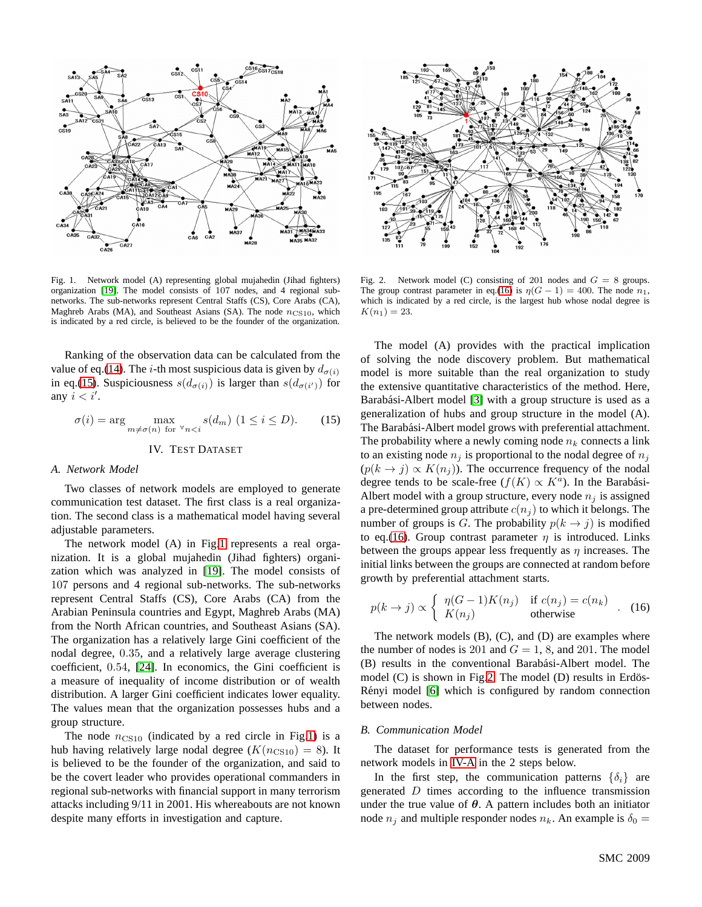Fig. 1. Network model (A) representing global mujahedin (Jihad fighters) organization [19]. The model consists of 107 nodes, and 4 regional sub-networks. The sub-networks represent Central Staffs (CS), Core Arabs (CA), Maghreb Arabs (MA), and Southeast Asians (SA). The node $n_{\mathrm{CS10}}$, which is indicated by a red circle, is believed to be the founder of the organization.

Fig. 2. Network model (C) consisting of 201 nodes and $G = 8$ groups. The group contrast parameter in eq.(16) is $\eta(G-1) = 400$. The node $n_1$, which is indicated by a red circle, is the largest hub whose nodal degree is $K(n_1) = 23$.

Ranking of the observation data can be calculated from the value of eq.(14). The $i$-th most suspicious data is given by $d_{\sigma(i)}$ in eq.(15). Suspiciousness $s(d_{\sigma(i)})$ is larger than $s(d_{\sigma(i')})$ for any $i < i'$.

$$\sigma(i) = \arg \max_{m \neq \sigma(n) \text{ for } \forall n < i} s(d_m) \;\; (1 \leq i \leq D). \qquad (15)$$

## IV. Test Dataset

### A. Network Model

Two classes of network models are employed to generate communication test dataset. The first class is a real organization. The second class is a mathematical model having several adjustable parameters.

The network model (A) in Fig.1 represents a real organization. It is a global mujahedin (Jihad fighters) organization which was analyzed in [19]. The model consists of 107 persons and 4 regional sub-networks. The sub-networks represent Central Staffs (CS), Core Arabs (CA) from the Arabian Peninsula countries and Egypt, Maghreb Arabs (MA) from the North African countries, and Southeast Asians (SA). The organization has a relatively large Gini coefficient of the nodal degree, 0.35, and a relatively large average clustering coefficient, 0.54, [24]. In economics, the Gini coefficient is a measure of inequality of income distribution or of wealth distribution. A larger Gini coefficient indicates lower equality. The values mean that the organization possesses hubs and a group structure.

The node $n_{\mathrm{CS10}}$ (indicated by a red circle in Fig.1) is a hub having relatively large nodal degree ($K(n_{\mathrm{CS10}}) = 8$). It is believed to be the founder of the organization, and said to be the covert leader who provides operational commanders in regional sub-networks with financial support in many terrorism attacks including 9/11 in 2001. His whereabouts are not known despite many efforts in investigation and capture.

The model (A) provides with the practical implication of solving the node discovery problem. But mathematical model is more suitable than the real organization to study the extensive quantitative characteristics of the method. Here, Barabási-Albert model [3] with a group structure is used as a generalization of hubs and group structure in the model (A). The Barabási-Albert model grows with preferential attachment. The probability where a newly coming node $n_k$ connects a link to an existing node $n_j$ is proportional to the nodal degree of $n_j$ ($p(k \to j) \propto K(n_j)$). The occurrence frequency of the nodal degree tends to be scale-free ($f(K) \propto K^a$). In the Barabási-Albert model with a group structure, every node $n_j$ is assigned a pre-determined group attribute $c(n_j)$ to which it belongs. The number of groups is $G$. The probability $p(k \to j)$ is modified to eq.(16). Group contrast parameter $\eta$ is introduced. Links between the groups appear less frequently as $\eta$ increases. The initial links between the groups are connected at random before growth by preferential attachment starts.

$$p(k \to j) \propto \begin{cases} \eta(G-1)K(n_j) & \text{if } c(n_j) = c(n_k) \\ K(n_j) & \text{otherwise} \end{cases} . \qquad (16)$$

The network models (B), (C), and (D) are examples where the number of nodes is 201 and $G = 1$, 8, and 201. The model (B) results in the conventional Barabási-Albert model. The model (C) is shown in Fig.2. The model (D) results in Erdös-Rényi model [6] which is configured by random connection between nodes.

### B. Communication Model

The dataset for performance tests is generated from the network models in IV-A in the 2 steps below.

In the first step, the communication patterns $\{\delta_i\}$ are generated $D$ times according to the influence transmission under the true value of $\boldsymbol{\theta}$. A pattern includes both an initiator node $n_j$ and multiple responder nodes $n_k$. An example is $\delta_0 =$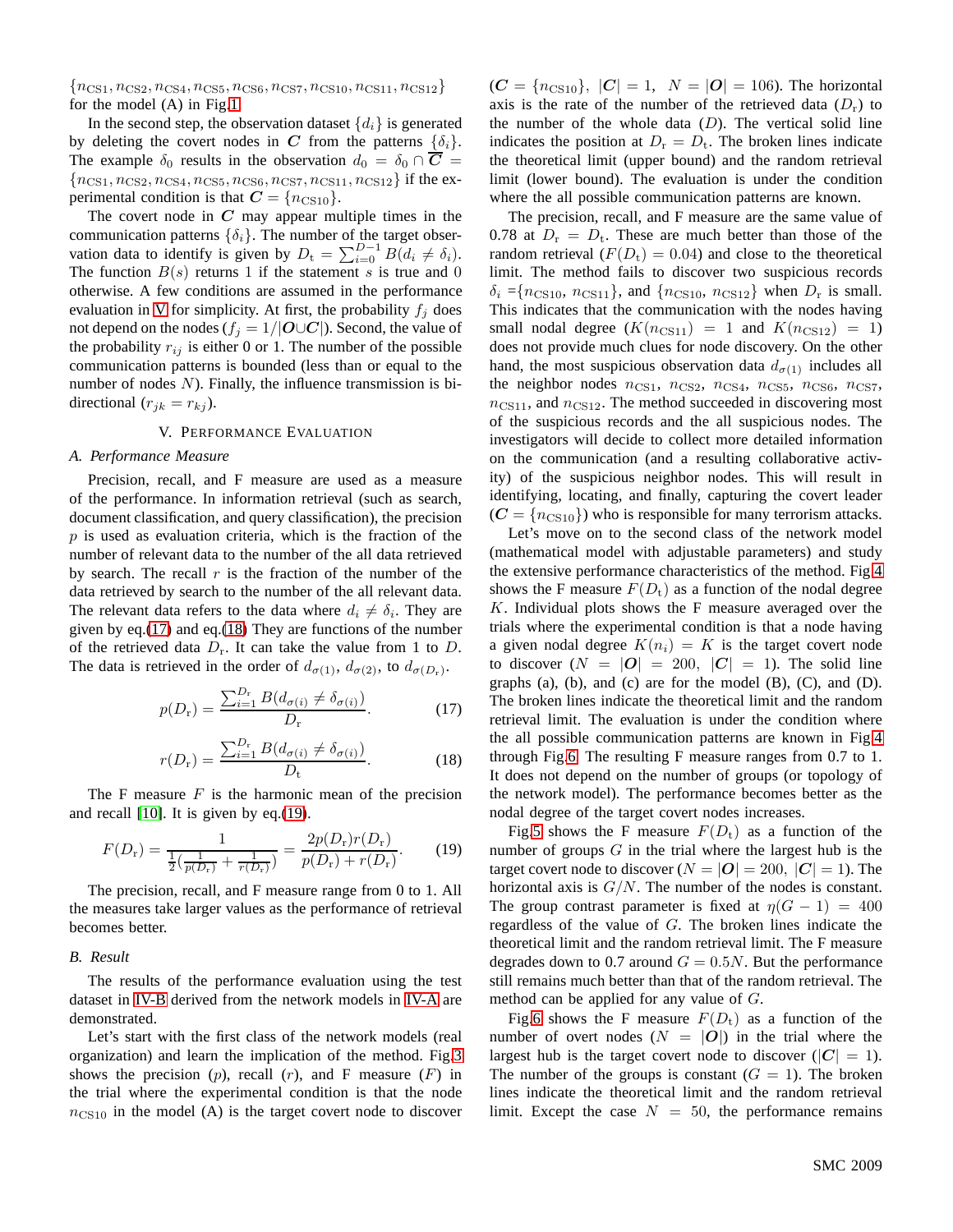$\{n_{\text{CS1}}, n_{\text{CS2}}, n_{\text{CS4}}, n_{\text{CS5}}, n_{\text{CS6}}, n_{\text{CS7}}, n_{\text{CS10}}, n_{\text{CS11}}, n_{\text{CS12}}\}$ for the model (A) in Fig.1.

In the second step, the observation dataset $\{d_i\}$ is generated by deleting the covert nodes in $\boldsymbol{C}$ from the patterns $\{\delta_i\}$. The example $\delta_0$ results in the observation $d_0 = \delta_0 \cap \overline{\boldsymbol{C}} = \{n_{\text{CS1}}, n_{\text{CS2}}, n_{\text{CS4}}, n_{\text{CS5}}, n_{\text{CS6}}, n_{\text{CS7}}, n_{\text{CS11}}, n_{\text{CS12}}\}$ if the experimental condition is that $\boldsymbol{C} = \{n_{\text{CS10}}\}$.

The covert node in $\boldsymbol{C}$ may appear multiple times in the communication patterns $\{\delta_i\}$. The number of the target observation data to identify is given by $D_{\text{t}} = \sum_{i=0}^{D-1} B(d_i \neq \delta_i)$. The function $B(s)$ returns 1 if the statement $s$ is true and 0 otherwise. A few conditions are assumed in the performance evaluation in V for simplicity. At first, the probability $f_j$ does not depend on the nodes ($f_j = 1/|\boldsymbol{O} \cup \boldsymbol{C}|$). Second, the value of the probability $r_{ij}$ is either 0 or 1. The number of the possible communication patterns is bounded (less than or equal to the number of nodes $N$). Finally, the influence transmission is bi-directional ($r_{jk} = r_{kj}$).

## V. Performance Evaluation

### A. Performance Measure

Precision, recall, and F measure are used as a measure of the performance. In information retrieval (such as search, document classification, and query classification), the precision $p$ is used as evaluation criteria, which is the fraction of the number of relevant data to the number of the all data retrieved by search. The recall $r$ is the fraction of the number of the data retrieved by search to the number of the all relevant data. The relevant data refers to the data where $d_i \neq \delta_i$. They are given by eq.(17) and eq.(18) They are functions of the number of the retrieved data $D_{\text{r}}$. It can take the value from 1 to $D$. The data is retrieved in the order of $d_{\sigma(1)}$, $d_{\sigma(2)}$, to $d_{\sigma(D_{\text{r}})}$.

$$p(D_{\text{r}}) = \frac{\sum_{i=1}^{D_{\text{r}}} B(d_{\sigma(i)} \neq \delta_{\sigma(i)})}{D_{\text{r}}}. \quad (17)$$

$$r(D_{\text{r}}) = \frac{\sum_{i=1}^{D_{\text{r}}} B(d_{\sigma(i)} \neq \delta_{\sigma(i)})}{D_{\text{t}}}. \quad (18)$$

The F measure $F$ is the harmonic mean of the precision and recall [10]. It is given by eq.(19).

$$F(D_{\text{r}}) = \frac{1}{\frac{1}{2}(\frac{1}{p(D_{\text{r}})} + \frac{1}{r(D_{\text{r}})})} = \frac{2p(D_{\text{r}})r(D_{\text{r}})}{p(D_{\text{r}}) + r(D_{\text{r}})}. \quad (19)$$

The precision, recall, and F measure range from 0 to 1. All the measures take larger values as the performance of retrieval becomes better.

### B. Result

The results of the performance evaluation using the test dataset in IV-B derived from the network models in IV-A are demonstrated.

Let's start with the first class of the network models (real organization) and learn the implication of the method. Fig.3 shows the precision ($p$), recall ($r$), and F measure ($F$) in the trial where the experimental condition is that the node $n_{\text{CS10}}$ in the model (A) is the target covert node to discover ($\boldsymbol{C} = \{n_{\text{CS10}}\}$, $|\boldsymbol{C}| = 1$, $N = |\boldsymbol{O}| = 106$). The horizontal axis is the rate of the number of the retrieved data ($D_{\text{r}}$) to the number of the whole data ($D$). The vertical solid line indicates the position at $D_{\text{r}} = D_{\text{t}}$. The broken lines indicate the theoretical limit (upper bound) and the random retrieval limit (lower bound). The evaluation is under the condition where the all possible communication patterns are known.

The precision, recall, and F measure are the same value of 0.78 at $D_{\text{r}} = D_{\text{t}}$. These are much better than those of the random retrieval ($F(D_{\text{t}}) = 0.04$) and close to the theoretical limit. The method fails to discover two suspicious records $\delta_i$ ={$n_{\text{CS10}}$, $n_{\text{CS11}}$}, and $\{n_{\text{CS10}}, n_{\text{CS12}}\}$ when $D_{\text{r}}$ is small. This indicates that the communication with the nodes having small nodal degree ($K(n_{\text{CS11}}) = 1$ and $K(n_{\text{CS12}}) = 1$) does not provide much clues for node discovery. On the other hand, the most suspicious observation data $d_{\sigma(1)}$ includes all the neighbor nodes $n_{\text{CS1}}$, $n_{\text{CS2}}$, $n_{\text{CS4}}$, $n_{\text{CS5}}$, $n_{\text{CS6}}$, $n_{\text{CS7}}$, $n_{\text{CS11}}$, and $n_{\text{CS12}}$. The method succeeded in discovering most of the suspicious records and the all suspicious nodes. The investigators will decide to collect more detailed information on the communication (and a resulting collaborative activity) of the suspicious neighbor nodes. This will result in identifying, locating, and finally, capturing the covert leader ($\boldsymbol{C} = \{n_{\text{CS10}}\}$) who is responsible for many terrorism attacks.

Let's move on to the second class of the network model (mathematical model with adjustable parameters) and study the extensive performance characteristics of the method. Fig.4 shows the F measure $F(D_{\text{t}})$ as a function of the nodal degree $K$. Individual plots shows the F measure averaged over the trials where the experimental condition is that a node having a given nodal degree $K(n_i) = K$ is the target covert node to discover ($N = |\boldsymbol{O}| = 200$, $|\boldsymbol{C}| = 1$). The solid line graphs (a), (b), and (c) are for the model (B), (C), and (D). The broken lines indicate the theoretical limit and the random retrieval limit. The evaluation is under the condition where the all possible communication patterns are known in Fig.4 through Fig.6. The resulting F measure ranges from 0.7 to 1. It does not depend on the number of groups (or topology of the network model). The performance becomes better as the nodal degree of the target covert nodes increases.

Fig.5 shows the F measure $F(D_{\text{t}})$ as a function of the number of groups $G$ in the trial where the largest hub is the target covert node to discover ($N = |\boldsymbol{O}| = 200$, $|\boldsymbol{C}| = 1$). The horizontal axis is $G/N$. The number of the nodes is constant. The group contrast parameter is fixed at $\eta(G-1) = 400$ regardless of the value of $G$. The broken lines indicate the theoretical limit and the random retrieval limit. The F measure degrades down to 0.7 around $G = 0.5N$. But the performance still remains much better than that of the random retrieval. The method can be applied for any value of $G$.

Fig.6 shows the F measure $F(D_{\text{t}})$ as a function of the number of overt nodes ($N = |\boldsymbol{O}|$) in the trial where the largest hub is the target covert node to discover ($|\boldsymbol{C}| = 1$). The number of the groups is constant ($G = 1$). The broken lines indicate the theoretical limit and the random retrieval limit. Except the case $N = 50$, the performance remains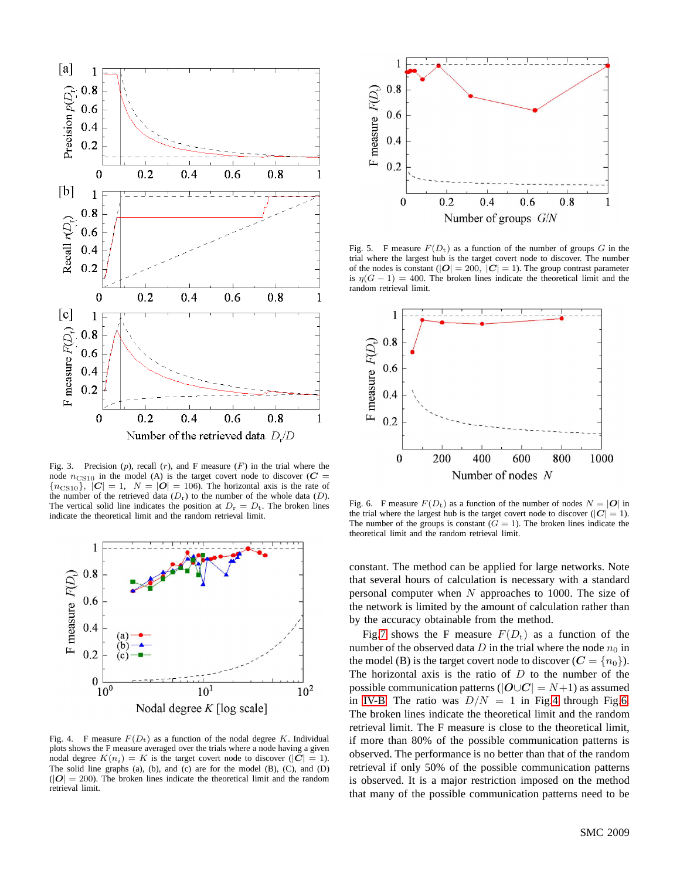Fig. 3. Precision ($p$), recall ($r$), and F measure ($F$) in the trial where the node $n_{\mathrm{CS10}}$ in the model (A) is the target covert node to discover ($\boldsymbol{C} = \{n_{\mathrm{CS10}}\}$, $|\boldsymbol{C}| = 1$, $N = |\boldsymbol{O}| = 106$). The horizontal axis is the rate of the number of the retrieved data ($D_{\mathrm{r}}$) to the number of the whole data ($D$). The vertical solid line indicates the position at $D_{\mathrm{r}} = D_{\mathrm{t}}$. The broken lines indicate the theoretical limit and the random retrieval limit.

Fig. 4. F measure $F(D_{\mathrm{t}})$ as a function of the nodal degree $K$. Individual plots shows the F measure averaged over the trials where a node having a given nodal degree $K(n_i) = K$ is the target covert node to discover ($|\boldsymbol{C}| = 1$). The solid line graphs (a), (b), and (c) are for the model (B), (C), and (D) ($|\boldsymbol{O}| = 200$). The broken lines indicate the theoretical limit and the random retrieval limit.

Fig. 5. F measure $F(D_{\mathrm{t}})$ as a function of the number of groups $G$ in the trial where the largest hub is the target covert node to discover. The number of the nodes is constant ($|\boldsymbol{O}| = 200$, $|\boldsymbol{C}| = 1$). The group contrast parameter is $\eta(G-1) = 400$. The broken lines indicate the theoretical limit and the random retrieval limit.

Fig. 6. F measure $F(D_{\mathrm{t}})$ as a function of the number of nodes $N = |\boldsymbol{O}|$ in the trial where the largest hub is the target covert node to discover ($|\boldsymbol{C}| = 1$). The number of the groups is constant ($G = 1$). The broken lines indicate the theoretical limit and the random retrieval limit.

constant. The method can be applied for large networks. Note that several hours of calculation is necessary with a standard personal computer when $N$ approaches to 1000. The size of the network is limited by the amount of calculation rather than by the accuracy obtainable from the method.

Fig.7 shows the F measure $F(D_{\mathrm{t}})$ as a function of the number of the observed data $D$ in the trial where the node $n_0$ in the model (B) is the target covert node to discover ($\boldsymbol{C} = \{n_0\}$). The horizontal axis is the ratio of $D$ to the number of the possible communication patterns ($|\boldsymbol{O} \cup \boldsymbol{C}| = N+1$) as assumed in IV-B. The ratio was $D/N = 1$ in Fig.4 through Fig.6. The broken lines indicate the theoretical limit and the random retrieval limit. The F measure is close to the theoretical limit, if more than 80% of the possible communication patterns is observed. The performance is no better than that of the random retrieval if only 50% of the possible communication patterns is observed. It is a major restriction imposed on the method that many of the possible communication patterns need to be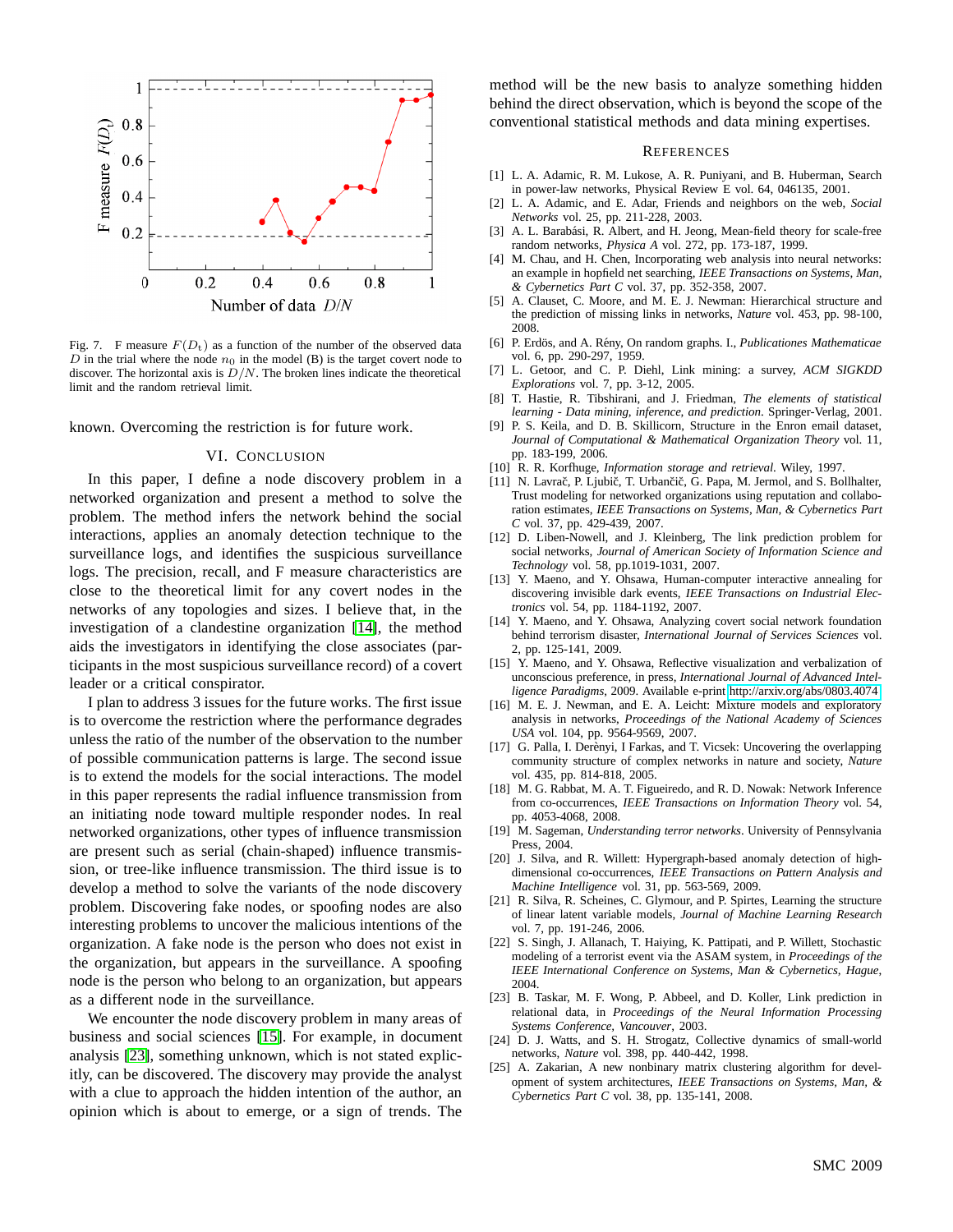F measure $F(D_t)$

1

0.8

0.6

0.4

0.2

0

0.2

0.4

0.6

0.8

1

Number of data $D/N$

Fig. 7. F measure $F(D_t)$ as a function of the number of the observed data $D$ in the trial where the node $n_0$ in the model (B) is the target covert node to discover. The horizontal axis is $D/N$. The broken lines indicate the theoretical limit and the random retrieval limit.

known. Overcoming the restriction is for future work.

## VI. Conclusion

In this paper, I define a node discovery problem in a networked organization and present a method to solve the problem. The method infers the network behind the social interactions, applies an anomaly detection technique to the surveillance logs, and identifies the suspicious surveillance logs. The precision, recall, and F measure characteristics are close to the theoretical limit for any covert nodes in the networks of any topologies and sizes. I believe that, in the investigation of a clandestine organization [14], the method aids the investigators in identifying the close associates (participants in the most suspicious surveillance record) of a covert leader or a critical conspirator.

I plan to address 3 issues for the future works. The first issue is to overcome the restriction where the performance degrades unless the ratio of the number of the observation to the number of possible communication patterns is large. The second issue is to extend the models for the social interactions. The model in this paper represents the radial influence transmission from an initiating node toward multiple responder nodes. In real networked organizations, other types of influence transmission are present such as serial (chain-shaped) influence transmission, or tree-like influence transmission. The third issue is to develop a method to solve the variants of the node discovery problem. Discovering fake nodes, or spoofing nodes are also interesting problems to uncover the malicious intentions of the organization. A fake node is the person who does not exist in the organization, but appears in the surveillance. A spoofing node is the person who belong to an organization, but appears as a different node in the surveillance.

We encounter the node discovery problem in many areas of business and social sciences [15]. For example, in document analysis [23], something unknown, which is not stated explicitly, can be discovered. The discovery may provide the analyst with a clue to approach the hidden intention of the author, an opinion which is about to emerge, or a sign of trends. The method will be the new basis to analyze something hidden behind the direct observation, which is beyond the scope of the conventional statistical methods and data mining expertises.

## References

[1] L. A. Adamic, R. M. Lukose, A. R. Puniyani, and B. Huberman, Search in power-law networks, Physical Review E vol. 64, 046135, 2001.

[2] L. A. Adamic, and E. Adar, Friends and neighbors on the web, *Social Networks* vol. 25, pp. 211-228, 2003.

[3] A. L. Barabási, R. Albert, and H. Jeong, Mean-field theory for scale-free random networks, *Physica A* vol. 272, pp. 173-187, 1999.

[4] M. Chau, and H. Chen, Incorporating web analysis into neural networks: an example in hopfield net searching, *IEEE Transactions on Systems, Man, & Cybernetics Part C* vol. 37, pp. 352-358, 2007.

[5] A. Clauset, C. Moore, and M. E. J. Newman: Hierarchical structure and the prediction of missing links in networks, *Nature* vol. 453, pp. 98-100, 2008.

[6] P. Erdös, and A. Rény, On random graphs. I., *Publicationes Mathematicae* vol. 6, pp. 290-297, 1959.

[7] L. Getoor, and C. P. Diehl, Link mining: a survey, *ACM SIGKDD Explorations* vol. 7, pp. 3-12, 2005.

[8] T. Hastie, R. Tibshirani, and J. Friedman, *The elements of statistical learning - Data mining, inference, and prediction*. Springer-Verlag, 2001.

[9] P. S. Keila, and D. B. Skillicorn, Structure in the Enron email dataset, *Journal of Computational & Mathematical Organization Theory* vol. 11, pp. 183-199, 2006.

[10] R. R. Korfhuge, *Information storage and retrieval*. Wiley, 1997.

[11] N. Lavrač, P. Ljubič, T. Urbančič, G. Papa, M. Jermol, and S. Bollhalter, Trust modeling for networked organizations using reputation and collaboration estimates, *IEEE Transactions on Systems, Man, & Cybernetics Part C* vol. 37, pp. 429-439, 2007.

[12] D. Liben-Nowell, and J. Kleinberg, The link prediction problem for social networks, *Journal of American Society of Information Science and Technology* vol. 58, pp.1019-1031, 2007.

[13] Y. Maeno, and Y. Ohsawa, Human-computer interactive annealing for discovering invisible dark events, *IEEE Transactions on Industrial Electronics* vol. 54, pp. 1184-1192, 2007.

[14] Y. Maeno, and Y. Ohsawa, Analyzing covert social network foundation behind terrorism disaster, *International Journal of Services Sciences* vol. 2, pp. 125-141, 2009.

[15] Y. Maeno, and Y. Ohsawa, Reflective visualization and verbalization of unconscious preference, in press, *International Journal of Advanced Intelligence Paradigms*, 2009. Available e-print http://arxiv.org/abs/0803.4074

[16] M. E. J. Newman, and E. A. Leicht: Mixture models and exploratory analysis in networks, *Proceedings of the National Academy of Sciences USA* vol. 104, pp. 9564-9569, 2007.

[17] G. Palla, I. Derènyi, I Farkas, and T. Vicsek: Uncovering the overlapping community structure of complex networks in nature and society, *Nature* vol. 435, pp. 814-818, 2005.

[18] M. G. Rabbat, M. A. T. Figueiredo, and R. D. Nowak: Network Inference from co-occurrences, *IEEE Transactions on Information Theory* vol. 54, pp. 4053-4068, 2008.

[19] M. Sageman, *Understanding terror networks*. University of Pennsylvania Press, 2004.

[20] J. Silva, and R. Willett: Hypergraph-based anomaly detection of high-dimensional co-occurrences, *IEEE Transactions on Pattern Analysis and Machine Intelligence* vol. 31, pp. 563-569, 2009.

[21] R. Silva, R. Scheines, C. Glymour, and P. Spirtes, Learning the structure of linear latent variable models, *Journal of Machine Learning Research* vol. 7, pp. 191-246, 2006.

[22] S. Singh, J. Allanach, T. Haiying, K. Pattipati, and P. Willett, Stochastic modeling of a terrorist event via the ASAM system, in *Proceedings of the IEEE International Conference on Systems, Man & Cybernetics, Hague*, 2004.

[23] B. Taskar, M. F. Wong, P. Abbeel, and D. Koller, Link prediction in relational data, in *Proceedings of the Neural Information Processing Systems Conference, Vancouver*, 2003.

[24] D. J. Watts, and S. H. Strogatz, Collective dynamics of small-world networks, *Nature* vol. 398, pp. 440-442, 1998.

[25] A. Zakarian, A new nonbinary matrix clustering algorithm for development of system architectures, *IEEE Transactions on Systems, Man, & Cybernetics Part C* vol. 38, pp. 135-141, 2008.